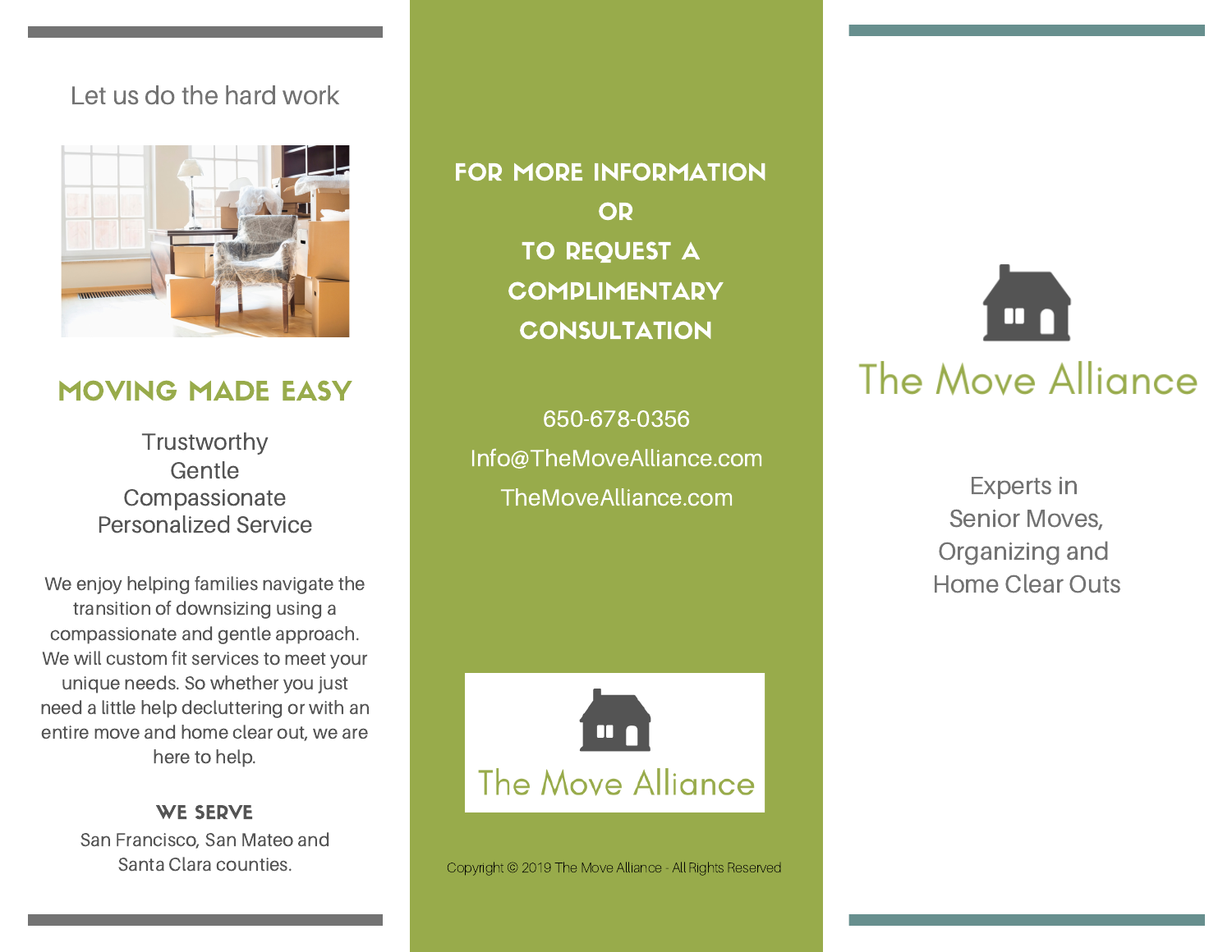Let us do the hard work

## MOVING MADE EASY

Trustworthy
Gentle
Compassionate
Personalized Service

We enjoy helping families navigate the transition of downsizing using a compassionate and gentle approach. We will custom fit services to meet your unique needs. So whether you just need a little help decluttering or with an entire move and home clear out, we are here to help.

**WE SERVE**

San Francisco, San Mateo and Santa Clara counties.

## FOR MORE INFORMATION OR TO REQUEST A COMPLIMENTARY CONSULTATION

650-678-0356

Info@TheMoveAlliance.com

TheMoveAlliance.com

The Move Alliance

Copyright © 2019 The Move Alliance - All Rights Reserved

# The Move Alliance

Experts in
Senior Moves,
Organizing and
Home Clear Outs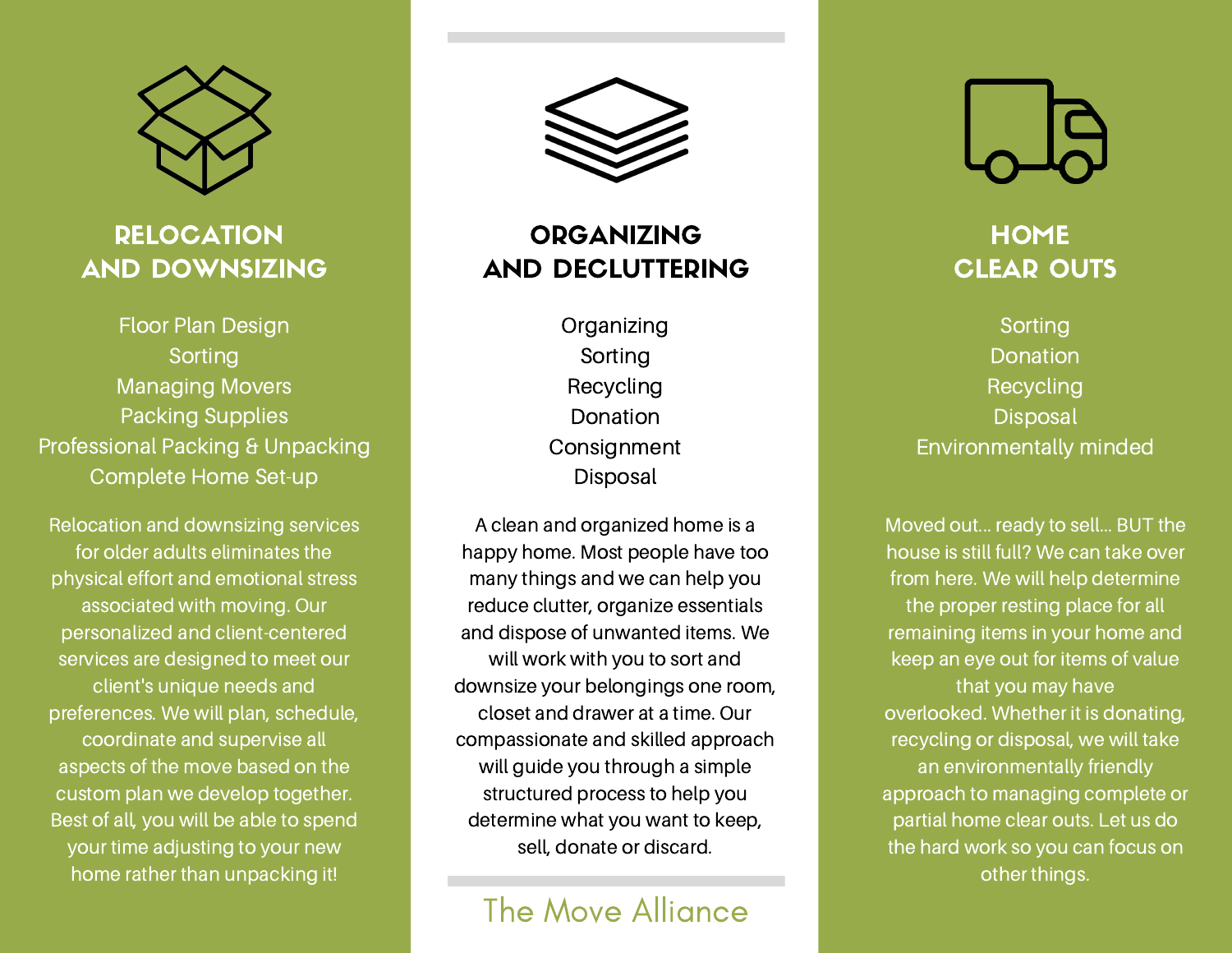## RELOCATION AND DOWNSIZING

Floor Plan Design
Sorting
Managing Movers
Packing Supplies
Professional Packing & Unpacking
Complete Home Set-up

Relocation and downsizing services for older adults eliminates the physical effort and emotional stress associated with moving. Our personalized and client-centered services are designed to meet our client's unique needs and preferences. We will plan, schedule, coordinate and supervise all aspects of the move based on the custom plan we develop together. Best of all, you will be able to spend your time adjusting to your new home rather than unpacking it!

## ORGANIZING AND DECLUTTERING

Organizing
Sorting
Recycling
Donation
Consignment
Disposal

A clean and organized home is a happy home. Most people have too many things and we can help you reduce clutter, organize essentials and dispose of unwanted items. We will work with you to sort and downsize your belongings one room, closet and drawer at a time. Our compassionate and skilled approach will guide you through a simple structured process to help you determine what you want to keep, sell, donate or discard.

The Move Alliance

## HOME CLEAR OUTS

Sorting
Donation
Recycling
Disposal
Environmentally minded

Moved out... ready to sell... BUT the house is still full? We can take over from here. We will help determine the proper resting place for all remaining items in your home and keep an eye out for items of value that you may have overlooked. Whether it is donating, recycling or disposal, we will take an environmentally friendly approach to managing complete or partial home clear outs. Let us do the hard work so you can focus on other things.